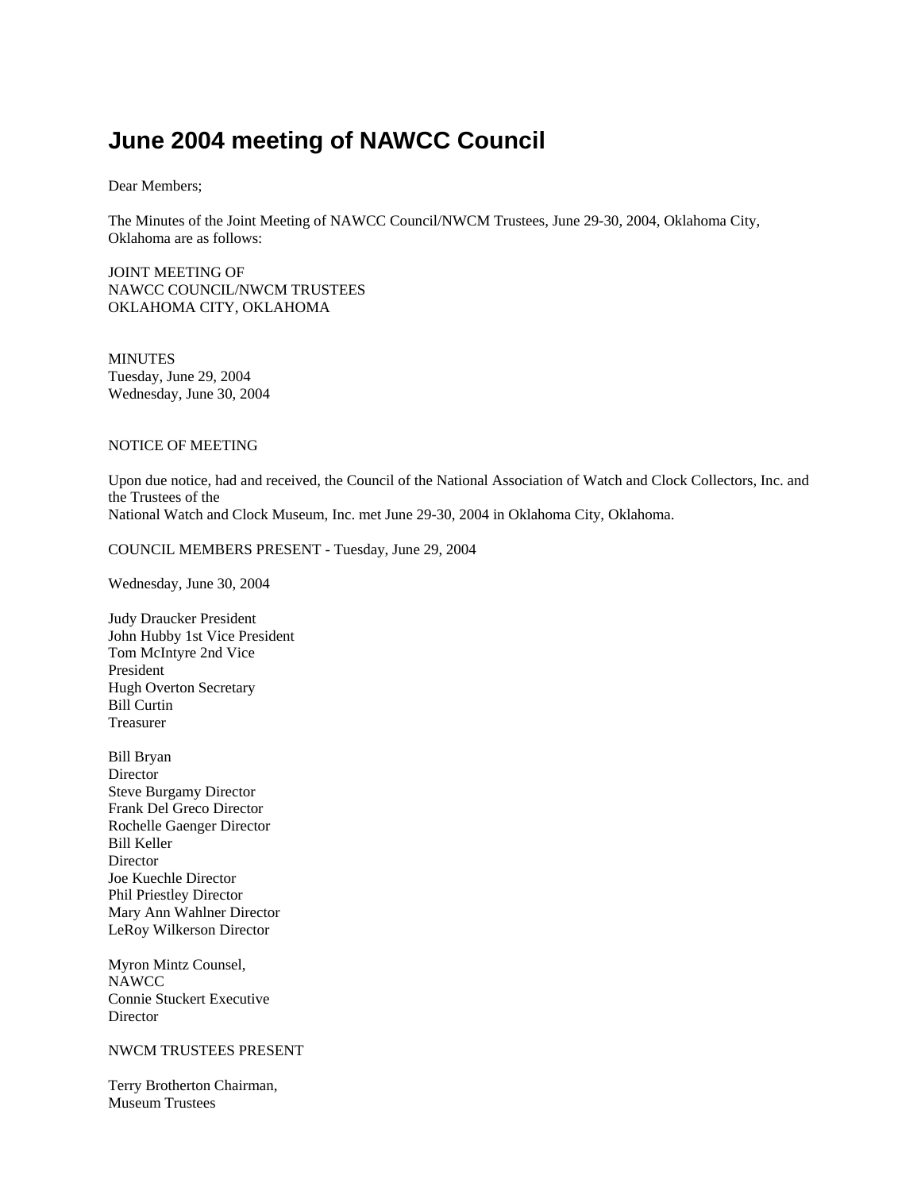# June 2004 meeting of NAWCC Council

Dear Members;

The Minutes of the Joint Meeting of NAWCC Council/NWCM Trustees, June 29-30, 2004, Oklahoma City, Oklahoma are as follows:

JOINT MEETING OF
NAWCC COUNCIL/NWCM TRUSTEES
OKLAHOMA CITY, OKLAHOMA

MINUTES
Tuesday, June 29, 2004
Wednesday, June 30, 2004

NOTICE OF MEETING

Upon due notice, had and received, the Council of the National Association of Watch and Clock Collectors, Inc. and the Trustees of the
National Watch and Clock Museum, Inc. met June 29-30, 2004 in Oklahoma City, Oklahoma.

COUNCIL MEMBERS PRESENT - Tuesday, June 29, 2004

Wednesday, June 30, 2004

Judy Draucker President
John Hubby 1st Vice President
Tom McIntyre 2nd Vice President
Hugh Overton Secretary
Bill Curtin Treasurer

Bill Bryan Director
Steve Burgamy Director
Frank Del Greco Director
Rochelle Gaenger Director
Bill Keller Director
Joe Kuechle Director
Phil Priestley Director
Mary Ann Wahlner Director
LeRoy Wilkerson Director

Myron Mintz Counsel, NAWCC
Connie Stuckert Executive Director

NWCM TRUSTEES PRESENT

Terry Brotherton Chairman, Museum Trustees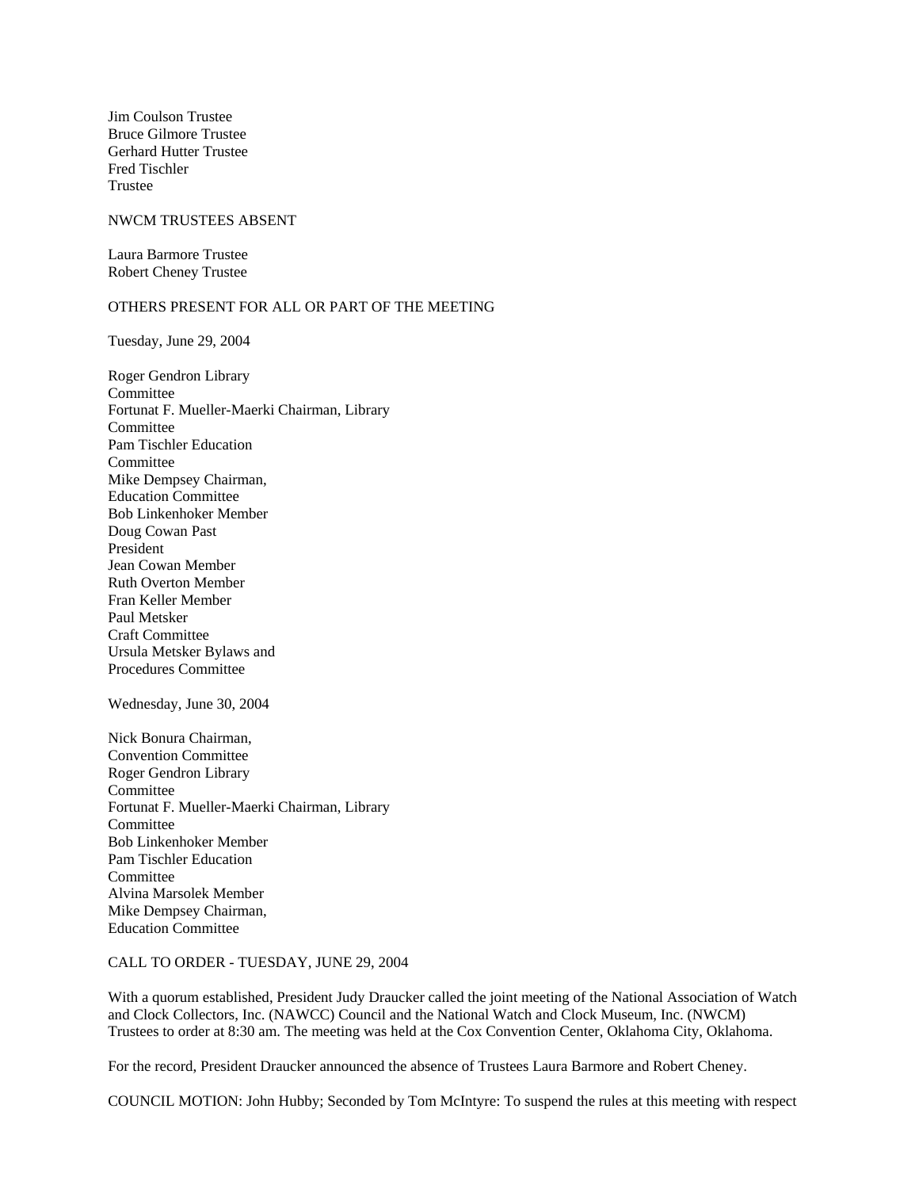Jim Coulson Trustee
Bruce Gilmore Trustee
Gerhard Hutter Trustee
Fred Tischler
Trustee

NWCM TRUSTEES ABSENT

Laura Barmore Trustee
Robert Cheney Trustee

OTHERS PRESENT FOR ALL OR PART OF THE MEETING

Tuesday, June 29, 2004

Roger Gendron Library
Committee
Fortunat F. Mueller-Maerki Chairman, Library
Committee
Pam Tischler Education
Committee
Mike Dempsey Chairman,
Education Committee
Bob Linkenhoker Member
Doug Cowan Past
President
Jean Cowan Member
Ruth Overton Member
Fran Keller Member
Paul Metsker
Craft Committee
Ursula Metsker Bylaws and
Procedures Committee

Wednesday, June 30, 2004

Nick Bonura Chairman,
Convention Committee
Roger Gendron Library
Committee
Fortunat F. Mueller-Maerki Chairman, Library
Committee
Bob Linkenhoker Member
Pam Tischler Education
Committee
Alvina Marsolek Member
Mike Dempsey Chairman,
Education Committee

CALL TO ORDER - TUESDAY, JUNE 29, 2004

With a quorum established, President Judy Draucker called the joint meeting of the National Association of Watch and Clock Collectors, Inc. (NAWCC) Council and the National Watch and Clock Museum, Inc. (NWCM) Trustees to order at 8:30 am. The meeting was held at the Cox Convention Center, Oklahoma City, Oklahoma.

For the record, President Draucker announced the absence of Trustees Laura Barmore and Robert Cheney.

COUNCIL MOTION: John Hubby; Seconded by Tom McIntyre: To suspend the rules at this meeting with respect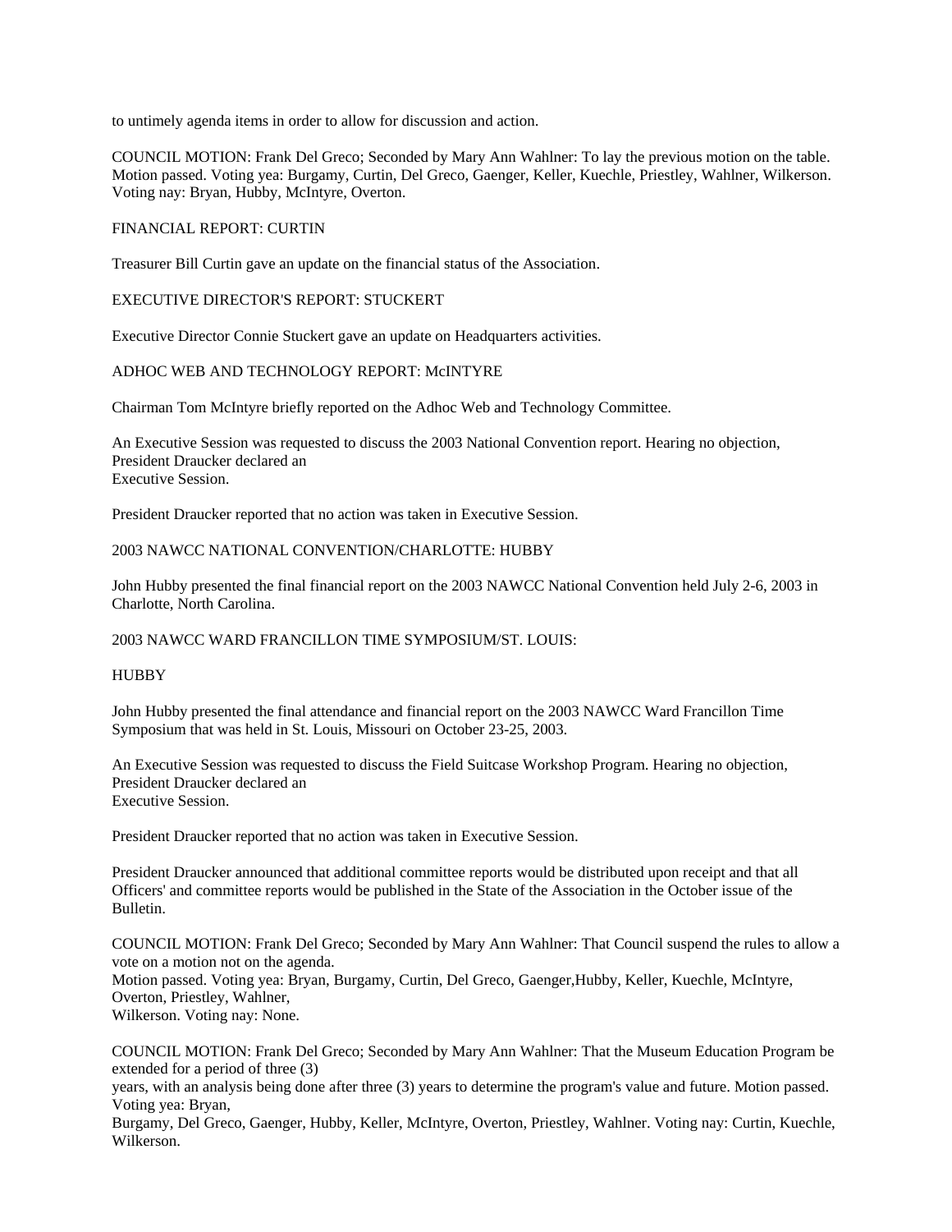to untimely agenda items in order to allow for discussion and action.

COUNCIL MOTION: Frank Del Greco; Seconded by Mary Ann Wahlner: To lay the previous motion on the table. Motion passed. Voting yea: Burgamy, Curtin, Del Greco, Gaenger, Keller, Kuechle, Priestley, Wahlner, Wilkerson. Voting nay: Bryan, Hubby, McIntyre, Overton.

FINANCIAL REPORT: CURTIN

Treasurer Bill Curtin gave an update on the financial status of the Association.

EXECUTIVE DIRECTOR'S REPORT: STUCKERT

Executive Director Connie Stuckert gave an update on Headquarters activities.

ADHOC WEB AND TECHNOLOGY REPORT: McINTYRE

Chairman Tom McIntyre briefly reported on the Adhoc Web and Technology Committee.

An Executive Session was requested to discuss the 2003 National Convention report. Hearing no objection, President Draucker declared an
Executive Session.

President Draucker reported that no action was taken in Executive Session.

2003 NAWCC NATIONAL CONVENTION/CHARLOTTE: HUBBY

John Hubby presented the final financial report on the 2003 NAWCC National Convention held July 2-6, 2003 in Charlotte, North Carolina.

2003 NAWCC WARD FRANCILLON TIME SYMPOSIUM/ST. LOUIS:

HUBBY

John Hubby presented the final attendance and financial report on the 2003 NAWCC Ward Francillon Time Symposium that was held in St. Louis, Missouri on October 23-25, 2003.

An Executive Session was requested to discuss the Field Suitcase Workshop Program. Hearing no objection, President Draucker declared an
Executive Session.

President Draucker reported that no action was taken in Executive Session.

President Draucker announced that additional committee reports would be distributed upon receipt and that all Officers' and committee reports would be published in the State of the Association in the October issue of the Bulletin.

COUNCIL MOTION: Frank Del Greco; Seconded by Mary Ann Wahlner: That Council suspend the rules to allow a vote on a motion not on the agenda.
Motion passed. Voting yea: Bryan, Burgamy, Curtin, Del Greco, Gaenger,Hubby, Keller, Kuechle, McIntyre, Overton, Priestley, Wahlner,
Wilkerson. Voting nay: None.

COUNCIL MOTION: Frank Del Greco; Seconded by Mary Ann Wahlner: That the Museum Education Program be extended for a period of three (3)
years, with an analysis being done after three (3) years to determine the program's value and future. Motion passed. Voting yea: Bryan,
Burgamy, Del Greco, Gaenger, Hubby, Keller, McIntyre, Overton, Priestley, Wahlner. Voting nay: Curtin, Kuechle, Wilkerson.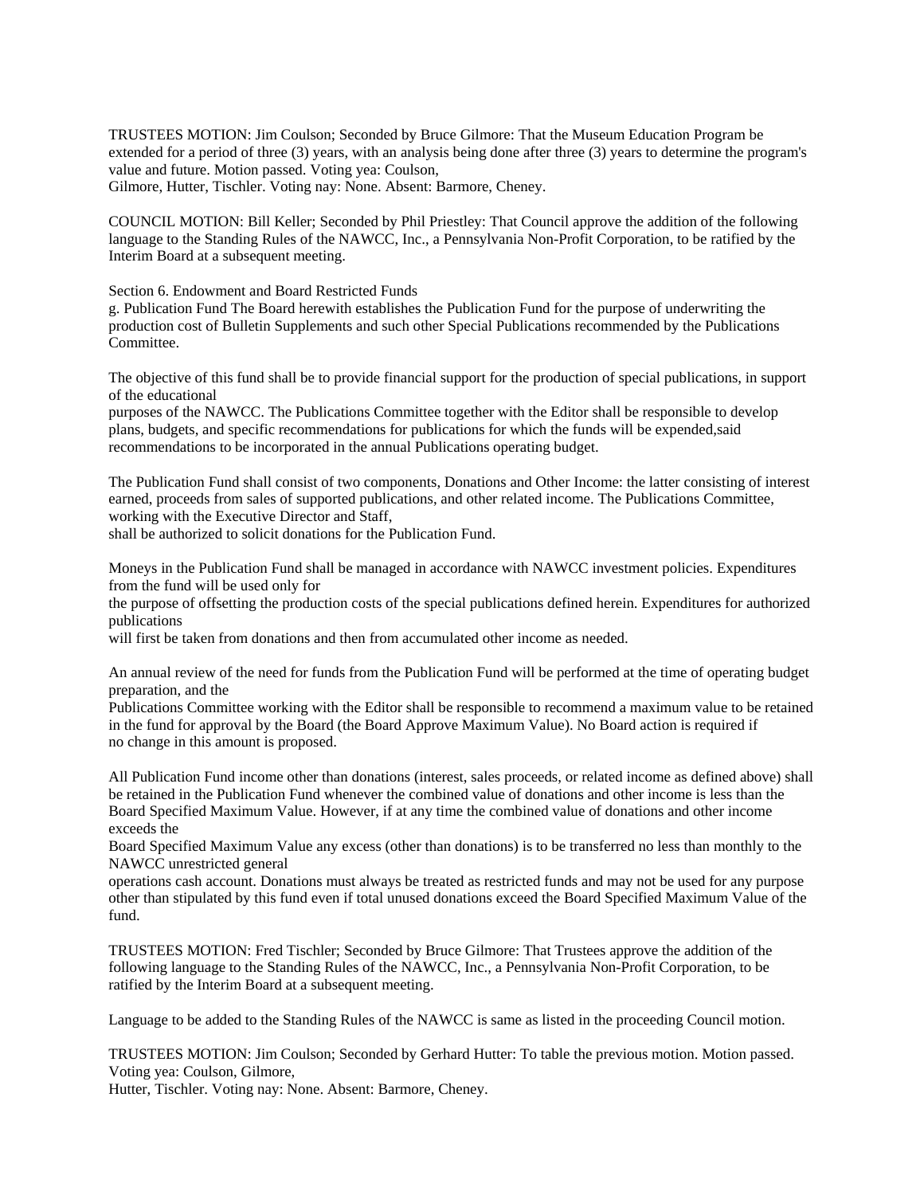TRUSTEES MOTION: Jim Coulson; Seconded by Bruce Gilmore: That the Museum Education Program be extended for a period of three (3) years, with an analysis being done after three (3) years to determine the program's value and future. Motion passed. Voting yea: Coulson, Gilmore, Hutter, Tischler. Voting nay: None. Absent: Barmore, Cheney.

COUNCIL MOTION: Bill Keller; Seconded by Phil Priestley: That Council approve the addition of the following language to the Standing Rules of the NAWCC, Inc., a Pennsylvania Non-Profit Corporation, to be ratified by the Interim Board at a subsequent meeting.

Section 6. Endowment and Board Restricted Funds
g. Publication Fund The Board herewith establishes the Publication Fund for the purpose of underwriting the production cost of Bulletin Supplements and such other Special Publications recommended by the Publications Committee.

The objective of this fund shall be to provide financial support for the production of special publications, in support of the educational purposes of the NAWCC. The Publications Committee together with the Editor shall be responsible to develop plans, budgets, and specific recommendations for publications for which the funds will be expended,said recommendations to be incorporated in the annual Publications operating budget.

The Publication Fund shall consist of two components, Donations and Other Income: the latter consisting of interest earned, proceeds from sales of supported publications, and other related income. The Publications Committee, working with the Executive Director and Staff, shall be authorized to solicit donations for the Publication Fund.

Moneys in the Publication Fund shall be managed in accordance with NAWCC investment policies. Expenditures from the fund will be used only for the purpose of offsetting the production costs of the special publications defined herein. Expenditures for authorized publications will first be taken from donations and then from accumulated other income as needed.

An annual review of the need for funds from the Publication Fund will be performed at the time of operating budget preparation, and the Publications Committee working with the Editor shall be responsible to recommend a maximum value to be retained in the fund for approval by the Board (the Board Approve Maximum Value). No Board action is required if no change in this amount is proposed.

All Publication Fund income other than donations (interest, sales proceeds, or related income as defined above) shall be retained in the Publication Fund whenever the combined value of donations and other income is less than the Board Specified Maximum Value. However, if at any time the combined value of donations and other income exceeds the Board Specified Maximum Value any excess (other than donations) is to be transferred no less than monthly to the NAWCC unrestricted general operations cash account. Donations must always be treated as restricted funds and may not be used for any purpose other than stipulated by this fund even if total unused donations exceed the Board Specified Maximum Value of the fund.

TRUSTEES MOTION: Fred Tischler; Seconded by Bruce Gilmore: That Trustees approve the addition of the following language to the Standing Rules of the NAWCC, Inc., a Pennsylvania Non-Profit Corporation, to be ratified by the Interim Board at a subsequent meeting.

Language to be added to the Standing Rules of the NAWCC is same as listed in the proceeding Council motion.

TRUSTEES MOTION: Jim Coulson; Seconded by Gerhard Hutter: To table the previous motion. Motion passed. Voting yea: Coulson, Gilmore, Hutter, Tischler. Voting nay: None. Absent: Barmore, Cheney.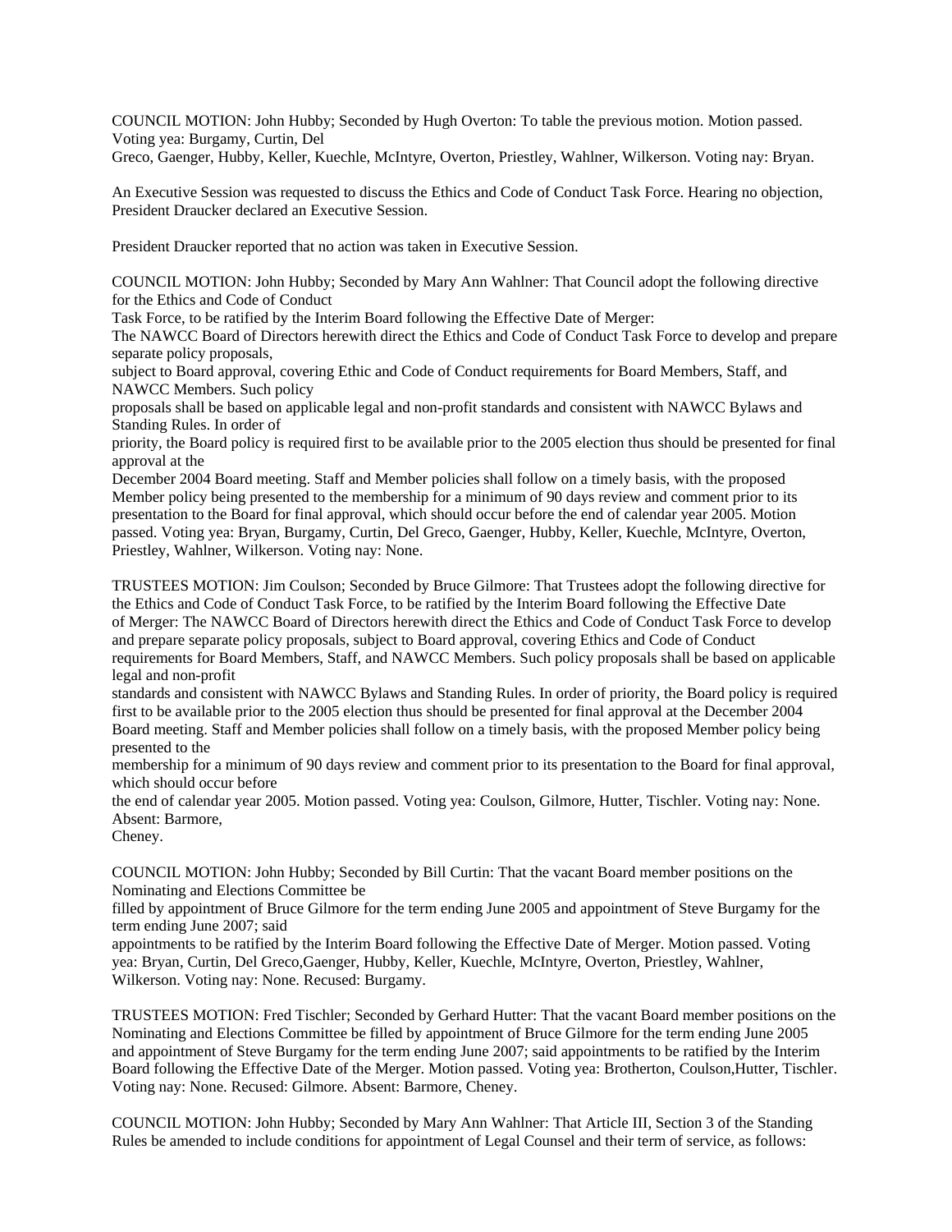COUNCIL MOTION: John Hubby; Seconded by Hugh Overton: To table the previous motion. Motion passed. Voting yea: Burgamy, Curtin, Del Greco, Gaenger, Hubby, Keller, Kuechle, McIntyre, Overton, Priestley, Wahlner, Wilkerson. Voting nay: Bryan.

An Executive Session was requested to discuss the Ethics and Code of Conduct Task Force. Hearing no objection, President Draucker declared an Executive Session.

President Draucker reported that no action was taken in Executive Session.

COUNCIL MOTION: John Hubby; Seconded by Mary Ann Wahlner: That Council adopt the following directive for the Ethics and Code of Conduct Task Force, to be ratified by the Interim Board following the Effective Date of Merger:
The NAWCC Board of Directors herewith direct the Ethics and Code of Conduct Task Force to develop and prepare separate policy proposals, subject to Board approval, covering Ethic and Code of Conduct requirements for Board Members, Staff, and NAWCC Members. Such policy proposals shall be based on applicable legal and non-profit standards and consistent with NAWCC Bylaws and Standing Rules. In order of priority, the Board policy is required first to be available prior to the 2005 election thus should be presented for final approval at the December 2004 Board meeting. Staff and Member policies shall follow on a timely basis, with the proposed Member policy being presented to the membership for a minimum of 90 days review and comment prior to its presentation to the Board for final approval, which should occur before the end of calendar year 2005. Motion passed. Voting yea: Bryan, Burgamy, Curtin, Del Greco, Gaenger, Hubby, Keller, Kuechle, McIntyre, Overton, Priestley, Wahlner, Wilkerson. Voting nay: None.

TRUSTEES MOTION: Jim Coulson; Seconded by Bruce Gilmore: That Trustees adopt the following directive for the Ethics and Code of Conduct Task Force, to be ratified by the Interim Board following the Effective Date of Merger: The NAWCC Board of Directors herewith direct the Ethics and Code of Conduct Task Force to develop and prepare separate policy proposals, subject to Board approval, covering Ethics and Code of Conduct requirements for Board Members, Staff, and NAWCC Members. Such policy proposals shall be based on applicable legal and non-profit standards and consistent with NAWCC Bylaws and Standing Rules. In order of priority, the Board policy is required first to be available prior to the 2005 election thus should be presented for final approval at the December 2004 Board meeting. Staff and Member policies shall follow on a timely basis, with the proposed Member policy being presented to the membership for a minimum of 90 days review and comment prior to its presentation to the Board for final approval, which should occur before the end of calendar year 2005. Motion passed. Voting yea: Coulson, Gilmore, Hutter, Tischler. Voting nay: None. Absent: Barmore, Cheney.

COUNCIL MOTION: John Hubby; Seconded by Bill Curtin: That the vacant Board member positions on the Nominating and Elections Committee be filled by appointment of Bruce Gilmore for the term ending June 2005 and appointment of Steve Burgamy for the term ending June 2007; said appointments to be ratified by the Interim Board following the Effective Date of Merger. Motion passed. Voting yea: Bryan, Curtin, Del Greco,Gaenger, Hubby, Keller, Kuechle, McIntyre, Overton, Priestley, Wahlner, Wilkerson. Voting nay: None. Recused: Burgamy.

TRUSTEES MOTION: Fred Tischler; Seconded by Gerhard Hutter: That the vacant Board member positions on the Nominating and Elections Committee be filled by appointment of Bruce Gilmore for the term ending June 2005 and appointment of Steve Burgamy for the term ending June 2007; said appointments to be ratified by the Interim Board following the Effective Date of the Merger. Motion passed. Voting yea: Brotherton, Coulson,Hutter, Tischler. Voting nay: None. Recused: Gilmore. Absent: Barmore, Cheney.

COUNCIL MOTION: John Hubby; Seconded by Mary Ann Wahlner: That Article III, Section 3 of the Standing Rules be amended to include conditions for appointment of Legal Counsel and their term of service, as follows: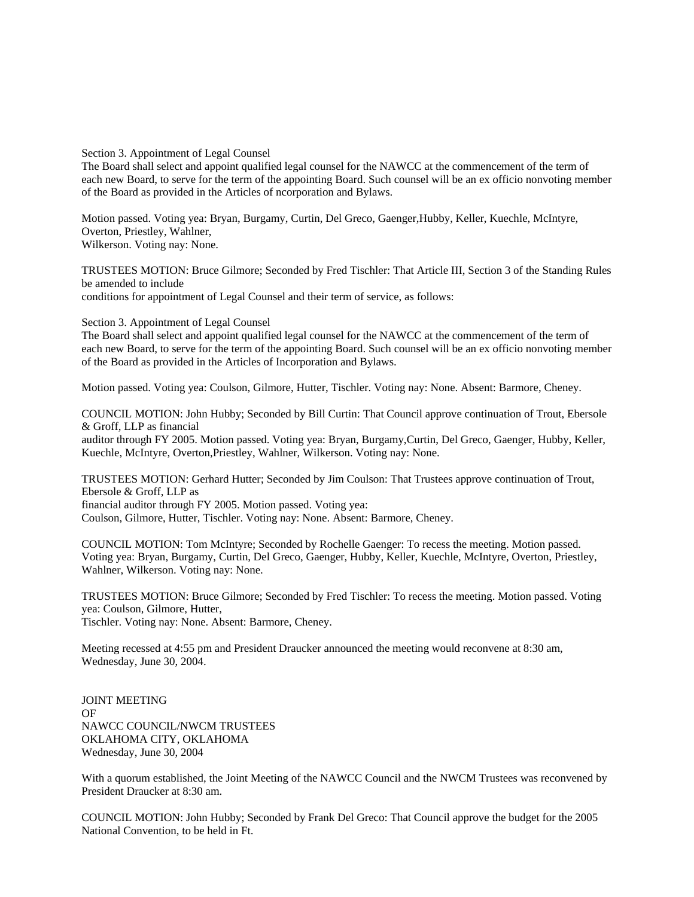Section 3. Appointment of Legal Counsel
The Board shall select and appoint qualified legal counsel for the NAWCC at the commencement of the term of each new Board, to serve for the term of the appointing Board. Such counsel will be an ex officio nonvoting member of the Board as provided in the Articles of ncorporation and Bylaws.

Motion passed. Voting yea: Bryan, Burgamy, Curtin, Del Greco, Gaenger,Hubby, Keller, Kuechle, McIntyre, Overton, Priestley, Wahlner,
Wilkerson. Voting nay: None.

TRUSTEES MOTION: Bruce Gilmore; Seconded by Fred Tischler: That Article III, Section 3 of the Standing Rules be amended to include
conditions for appointment of Legal Counsel and their term of service, as follows:

Section 3. Appointment of Legal Counsel
The Board shall select and appoint qualified legal counsel for the NAWCC at the commencement of the term of each new Board, to serve for the term of the appointing Board. Such counsel will be an ex officio nonvoting member of the Board as provided in the Articles of Incorporation and Bylaws.

Motion passed. Voting yea: Coulson, Gilmore, Hutter, Tischler. Voting nay: None. Absent: Barmore, Cheney.

COUNCIL MOTION: John Hubby; Seconded by Bill Curtin: That Council approve continuation of Trout, Ebersole & Groff, LLP as financial
auditor through FY 2005. Motion passed. Voting yea: Bryan, Burgamy,Curtin, Del Greco, Gaenger, Hubby, Keller, Kuechle, McIntyre, Overton,Priestley, Wahlner, Wilkerson. Voting nay: None.

TRUSTEES MOTION: Gerhard Hutter; Seconded by Jim Coulson: That Trustees approve continuation of Trout, Ebersole & Groff, LLP as
financial auditor through FY 2005. Motion passed. Voting yea:
Coulson, Gilmore, Hutter, Tischler. Voting nay: None. Absent: Barmore, Cheney.

COUNCIL MOTION: Tom McIntyre; Seconded by Rochelle Gaenger: To recess the meeting. Motion passed. Voting yea: Bryan, Burgamy, Curtin, Del Greco, Gaenger, Hubby, Keller, Kuechle, McIntyre, Overton, Priestley, Wahlner, Wilkerson. Voting nay: None.

TRUSTEES MOTION: Bruce Gilmore; Seconded by Fred Tischler: To recess the meeting. Motion passed. Voting yea: Coulson, Gilmore, Hutter,
Tischler. Voting nay: None. Absent: Barmore, Cheney.

Meeting recessed at 4:55 pm and President Draucker announced the meeting would reconvene at 8:30 am, Wednesday, June 30, 2004.

JOINT MEETING
OF
NAWCC COUNCIL/NWCM TRUSTEES
OKLAHOMA CITY, OKLAHOMA
Wednesday, June 30, 2004

With a quorum established, the Joint Meeting of the NAWCC Council and the NWCM Trustees was reconvened by President Draucker at 8:30 am.

COUNCIL MOTION: John Hubby; Seconded by Frank Del Greco: That Council approve the budget for the 2005 National Convention, to be held in Ft.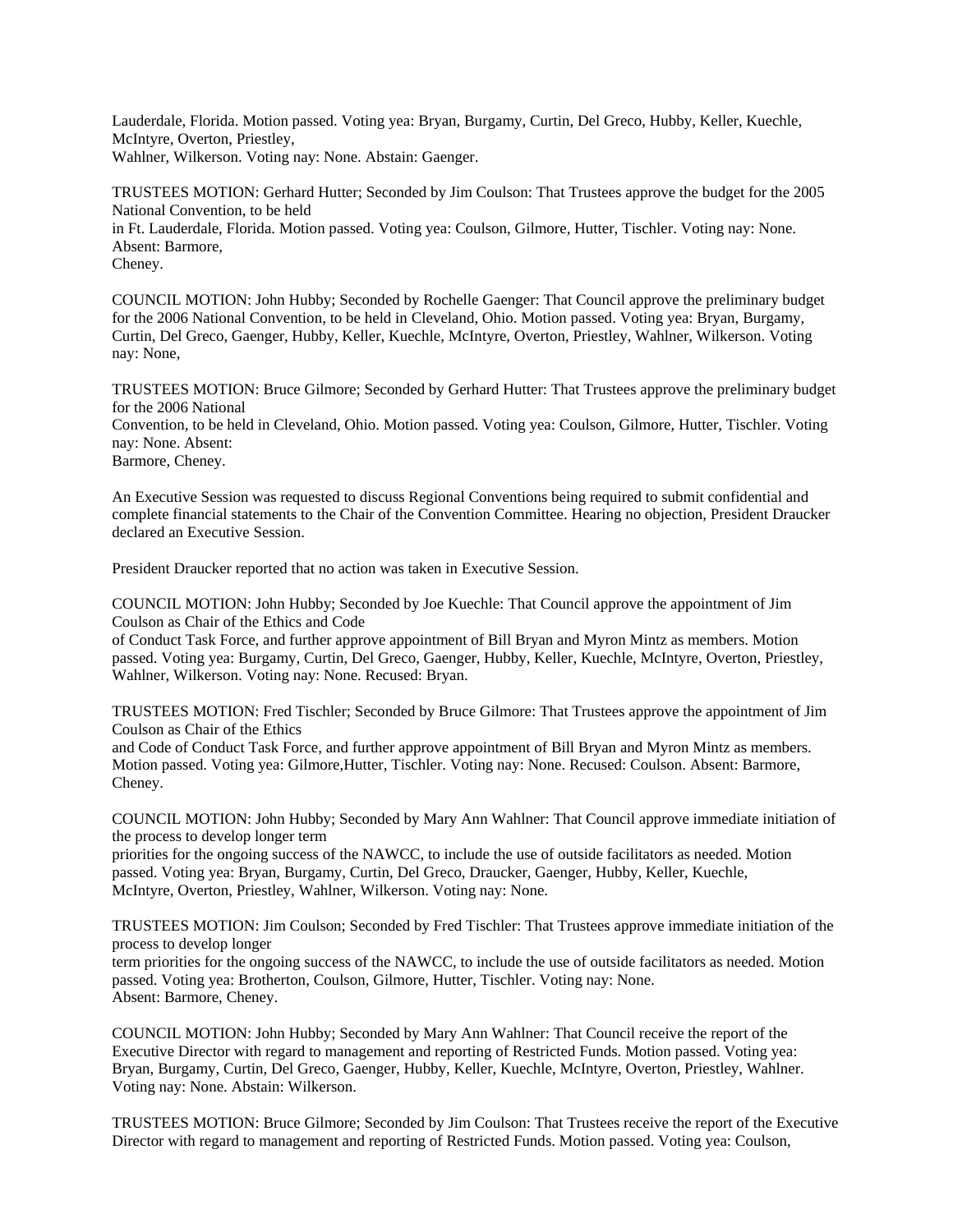Lauderdale, Florida. Motion passed. Voting yea: Bryan, Burgamy, Curtin, Del Greco, Hubby, Keller, Kuechle, McIntyre, Overton, Priestley, Wahlner, Wilkerson. Voting nay: None. Abstain: Gaenger.

TRUSTEES MOTION: Gerhard Hutter; Seconded by Jim Coulson: That Trustees approve the budget for the 2005 National Convention, to be held in Ft. Lauderdale, Florida. Motion passed. Voting yea: Coulson, Gilmore, Hutter, Tischler. Voting nay: None. Absent: Barmore, Cheney.

COUNCIL MOTION: John Hubby; Seconded by Rochelle Gaenger: That Council approve the preliminary budget for the 2006 National Convention, to be held in Cleveland, Ohio. Motion passed. Voting yea: Bryan, Burgamy, Curtin, Del Greco, Gaenger, Hubby, Keller, Kuechle, McIntyre, Overton, Priestley, Wahlner, Wilkerson. Voting nay: None,

TRUSTEES MOTION: Bruce Gilmore; Seconded by Gerhard Hutter: That Trustees approve the preliminary budget for the 2006 National Convention, to be held in Cleveland, Ohio. Motion passed. Voting yea: Coulson, Gilmore, Hutter, Tischler. Voting nay: None. Absent: Barmore, Cheney.

An Executive Session was requested to discuss Regional Conventions being required to submit confidential and complete financial statements to the Chair of the Convention Committee. Hearing no objection, President Draucker declared an Executive Session.

President Draucker reported that no action was taken in Executive Session.

COUNCIL MOTION: John Hubby; Seconded by Joe Kuechle: That Council approve the appointment of Jim Coulson as Chair of the Ethics and Code of Conduct Task Force, and further approve appointment of Bill Bryan and Myron Mintz as members. Motion passed. Voting yea: Burgamy, Curtin, Del Greco, Gaenger, Hubby, Keller, Kuechle, McIntyre, Overton, Priestley, Wahlner, Wilkerson. Voting nay: None. Recused: Bryan.

TRUSTEES MOTION: Fred Tischler; Seconded by Bruce Gilmore: That Trustees approve the appointment of Jim Coulson as Chair of the Ethics and Code of Conduct Task Force, and further approve appointment of Bill Bryan and Myron Mintz as members. Motion passed. Voting yea: Gilmore,Hutter, Tischler. Voting nay: None. Recused: Coulson. Absent: Barmore, Cheney.

COUNCIL MOTION: John Hubby; Seconded by Mary Ann Wahlner: That Council approve immediate initiation of the process to develop longer term priorities for the ongoing success of the NAWCC, to include the use of outside facilitators as needed. Motion passed. Voting yea: Bryan, Burgamy, Curtin, Del Greco, Draucker, Gaenger, Hubby, Keller, Kuechle, McIntyre, Overton, Priestley, Wahlner, Wilkerson. Voting nay: None.

TRUSTEES MOTION: Jim Coulson; Seconded by Fred Tischler: That Trustees approve immediate initiation of the process to develop longer term priorities for the ongoing success of the NAWCC, to include the use of outside facilitators as needed. Motion passed. Voting yea: Brotherton, Coulson, Gilmore, Hutter, Tischler. Voting nay: None. Absent: Barmore, Cheney.

COUNCIL MOTION: John Hubby; Seconded by Mary Ann Wahlner: That Council receive the report of the Executive Director with regard to management and reporting of Restricted Funds. Motion passed. Voting yea: Bryan, Burgamy, Curtin, Del Greco, Gaenger, Hubby, Keller, Kuechle, McIntyre, Overton, Priestley, Wahlner. Voting nay: None. Abstain: Wilkerson.

TRUSTEES MOTION: Bruce Gilmore; Seconded by Jim Coulson: That Trustees receive the report of the Executive Director with regard to management and reporting of Restricted Funds. Motion passed. Voting yea: Coulson,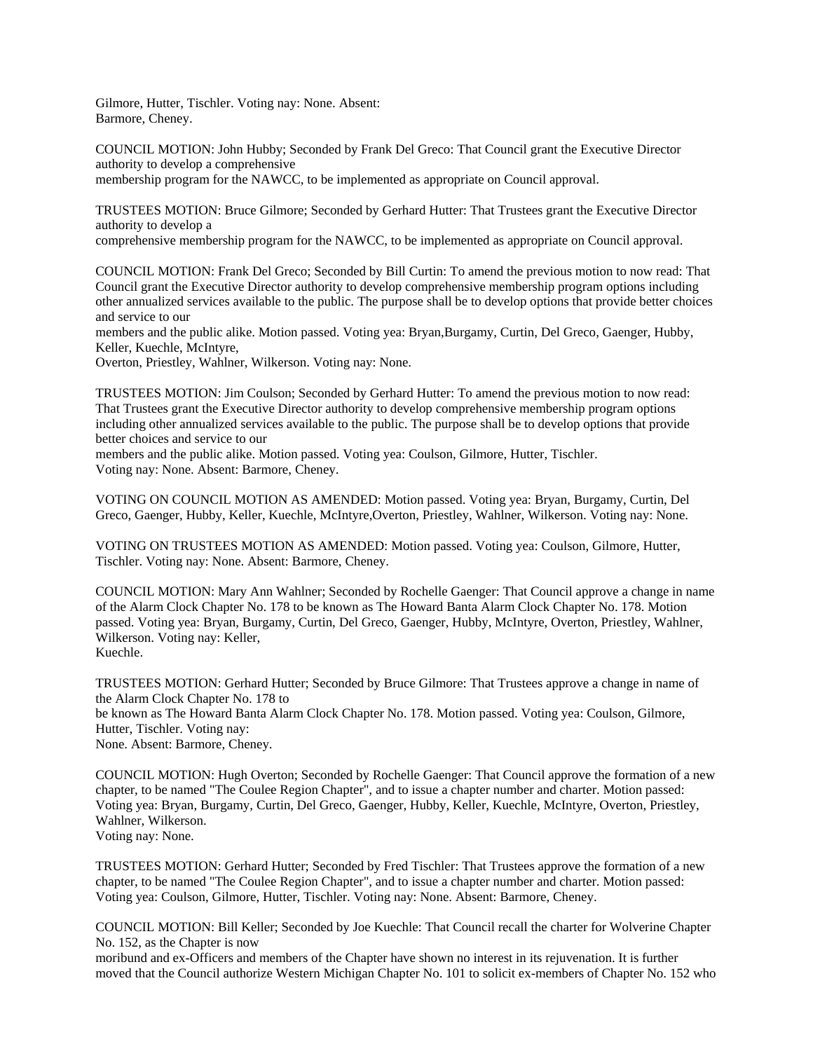Gilmore, Hutter, Tischler. Voting nay: None. Absent: Barmore, Cheney.

COUNCIL MOTION: John Hubby; Seconded by Frank Del Greco: That Council grant the Executive Director authority to develop a comprehensive membership program for the NAWCC, to be implemented as appropriate on Council approval.

TRUSTEES MOTION: Bruce Gilmore; Seconded by Gerhard Hutter: That Trustees grant the Executive Director authority to develop a comprehensive membership program for the NAWCC, to be implemented as appropriate on Council approval.

COUNCIL MOTION: Frank Del Greco; Seconded by Bill Curtin: To amend the previous motion to now read: That Council grant the Executive Director authority to develop comprehensive membership program options including other annualized services available to the public. The purpose shall be to develop options that provide better choices and service to our members and the public alike. Motion passed. Voting yea: Bryan,Burgamy, Curtin, Del Greco, Gaenger, Hubby, Keller, Kuechle, McIntyre, Overton, Priestley, Wahlner, Wilkerson. Voting nay: None.

TRUSTEES MOTION: Jim Coulson; Seconded by Gerhard Hutter: To amend the previous motion to now read: That Trustees grant the Executive Director authority to develop comprehensive membership program options including other annualized services available to the public. The purpose shall be to develop options that provide better choices and service to our members and the public alike. Motion passed. Voting yea: Coulson, Gilmore, Hutter, Tischler. Voting nay: None. Absent: Barmore, Cheney.

VOTING ON COUNCIL MOTION AS AMENDED: Motion passed. Voting yea: Bryan, Burgamy, Curtin, Del Greco, Gaenger, Hubby, Keller, Kuechle, McIntyre,Overton, Priestley, Wahlner, Wilkerson. Voting nay: None.

VOTING ON TRUSTEES MOTION AS AMENDED: Motion passed. Voting yea: Coulson, Gilmore, Hutter, Tischler. Voting nay: None. Absent: Barmore, Cheney.

COUNCIL MOTION: Mary Ann Wahlner; Seconded by Rochelle Gaenger: That Council approve a change in name of the Alarm Clock Chapter No. 178 to be known as The Howard Banta Alarm Clock Chapter No. 178. Motion passed. Voting yea: Bryan, Burgamy, Curtin, Del Greco, Gaenger, Hubby, McIntyre, Overton, Priestley, Wahlner, Wilkerson. Voting nay: Keller, Kuechle.

TRUSTEES MOTION: Gerhard Hutter; Seconded by Bruce Gilmore: That Trustees approve a change in name of the Alarm Clock Chapter No. 178 to be known as The Howard Banta Alarm Clock Chapter No. 178. Motion passed. Voting yea: Coulson, Gilmore, Hutter, Tischler. Voting nay: None. Absent: Barmore, Cheney.

COUNCIL MOTION: Hugh Overton; Seconded by Rochelle Gaenger: That Council approve the formation of a new chapter, to be named "The Coulee Region Chapter", and to issue a chapter number and charter. Motion passed: Voting yea: Bryan, Burgamy, Curtin, Del Greco, Gaenger, Hubby, Keller, Kuechle, McIntyre, Overton, Priestley, Wahlner, Wilkerson. Voting nay: None.

TRUSTEES MOTION: Gerhard Hutter; Seconded by Fred Tischler: That Trustees approve the formation of a new chapter, to be named "The Coulee Region Chapter", and to issue a chapter number and charter. Motion passed: Voting yea: Coulson, Gilmore, Hutter, Tischler. Voting nay: None. Absent: Barmore, Cheney.

COUNCIL MOTION: Bill Keller; Seconded by Joe Kuechle: That Council recall the charter for Wolverine Chapter No. 152, as the Chapter is now moribund and ex-Officers and members of the Chapter have shown no interest in its rejuvenation. It is further moved that the Council authorize Western Michigan Chapter No. 101 to solicit ex-members of Chapter No. 152 who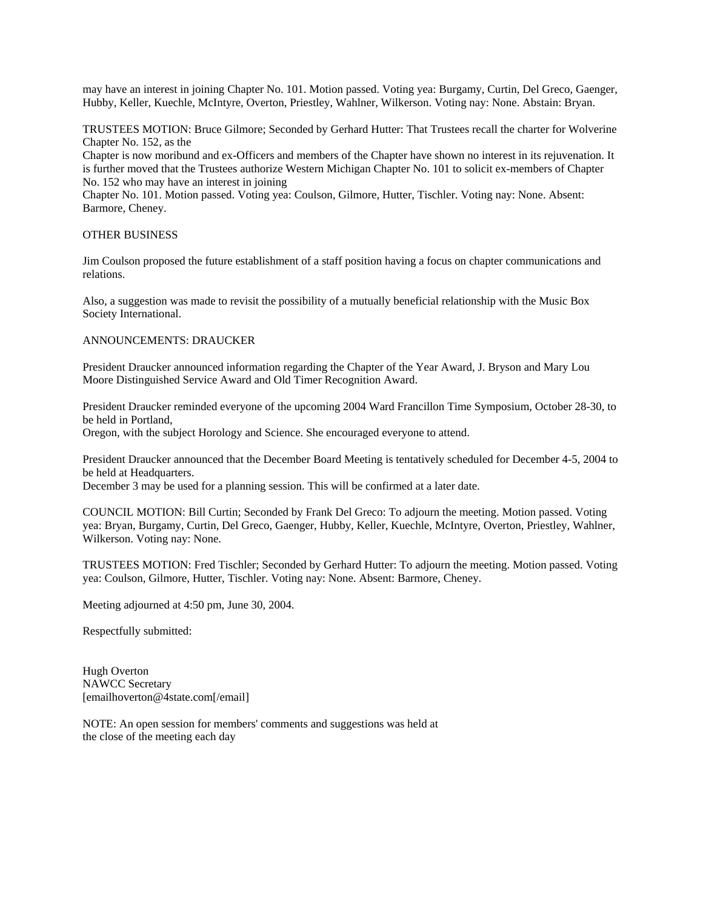may have an interest in joining Chapter No. 101. Motion passed. Voting yea: Burgamy, Curtin, Del Greco, Gaenger, Hubby, Keller, Kuechle, McIntyre, Overton, Priestley, Wahlner, Wilkerson. Voting nay: None. Abstain: Bryan.

TRUSTEES MOTION: Bruce Gilmore; Seconded by Gerhard Hutter: That Trustees recall the charter for Wolverine Chapter No. 152, as the
Chapter is now moribund and ex-Officers and members of the Chapter have shown no interest in its rejuvenation. It is further moved that the Trustees authorize Western Michigan Chapter No. 101 to solicit ex-members of Chapter No. 152 who may have an interest in joining
Chapter No. 101. Motion passed. Voting yea: Coulson, Gilmore, Hutter, Tischler. Voting nay: None. Absent: Barmore, Cheney.

OTHER BUSINESS

Jim Coulson proposed the future establishment of a staff position having a focus on chapter communications and relations.

Also, a suggestion was made to revisit the possibility of a mutually beneficial relationship with the Music Box Society International.

ANNOUNCEMENTS: DRAUCKER

President Draucker announced information regarding the Chapter of the Year Award, J. Bryson and Mary Lou Moore Distinguished Service Award and Old Timer Recognition Award.

President Draucker reminded everyone of the upcoming 2004 Ward Francillon Time Symposium, October 28-30, to be held in Portland,
Oregon, with the subject Horology and Science. She encouraged everyone to attend.

President Draucker announced that the December Board Meeting is tentatively scheduled for December 4-5, 2004 to be held at Headquarters.
December 3 may be used for a planning session. This will be confirmed at a later date.

COUNCIL MOTION: Bill Curtin; Seconded by Frank Del Greco: To adjourn the meeting. Motion passed. Voting yea: Bryan, Burgamy, Curtin, Del Greco, Gaenger, Hubby, Keller, Kuechle, McIntyre, Overton, Priestley, Wahlner, Wilkerson. Voting nay: None.

TRUSTEES MOTION: Fred Tischler; Seconded by Gerhard Hutter: To adjourn the meeting. Motion passed. Voting yea: Coulson, Gilmore, Hutter, Tischler. Voting nay: None. Absent: Barmore, Cheney.

Meeting adjourned at 4:50 pm, June 30, 2004.

Respectfully submitted:

Hugh Overton
NAWCC Secretary
[emailhoverton@4state.com[/email]

NOTE: An open session for members' comments and suggestions was held at
the close of the meeting each day